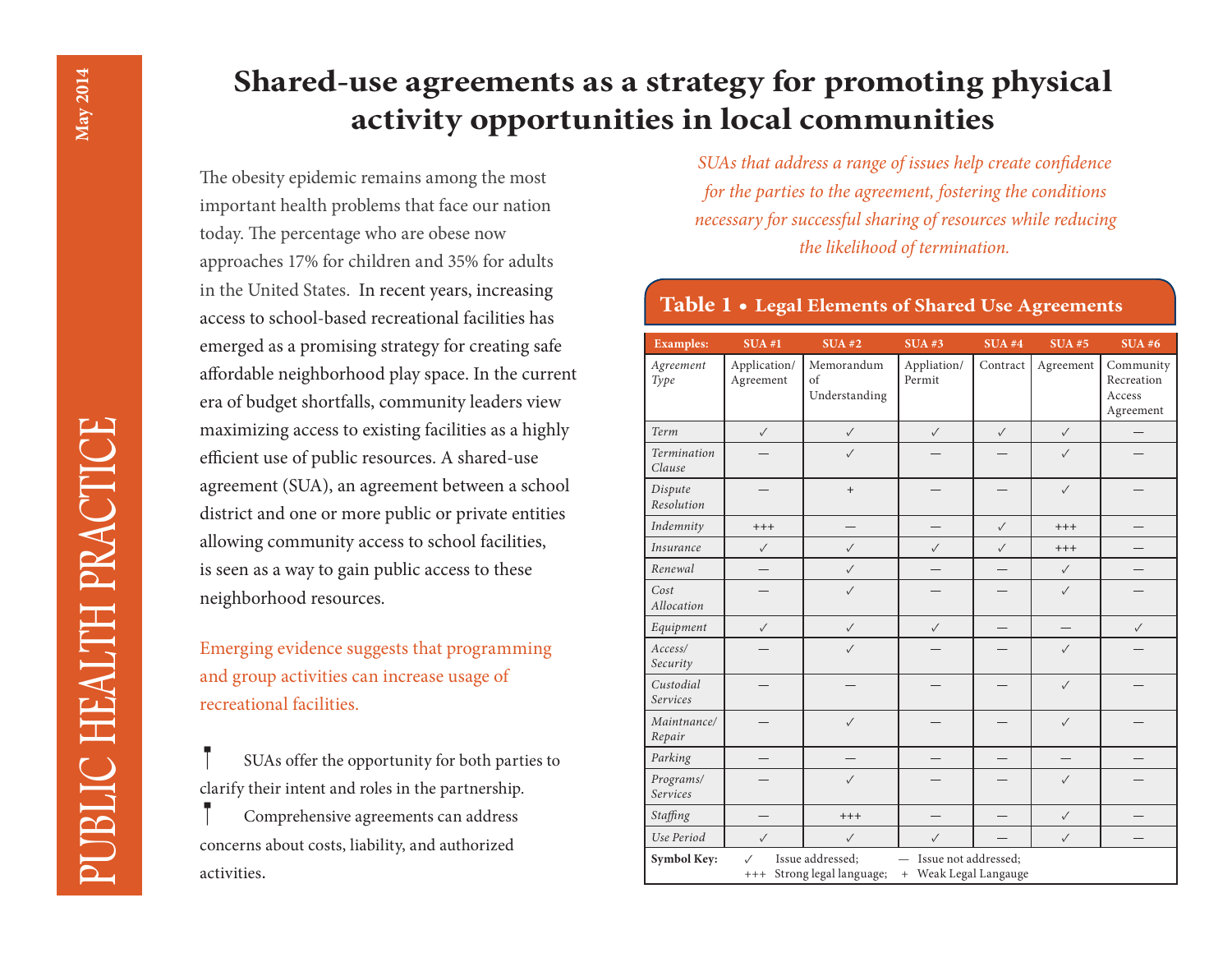# Shared-use agreements as a strategy for promoting physical activity opportunities in local communities

The obesity epidemic remains among the most important health problems that face our nation today. The percentage who are obese now approaches 17% for children and 35% for adults in the United States. In recent years, increasing access to school-based recreational facilities has emerged as a promising strategy for creating safe affordable neighborhood play space. In the current era of budget shortfalls, community leaders view maximizing access to existing facilities as a highly efficient use of public resources. A shared-use agreement (SUA), an agreement between a school district and one or more public or private entities allowing community access to school facilities, is seen as a way to gain public access to these neighborhood resources.

Emerging evidence suggests that programming and group activities can increase usage of recreational facilities.

- SUAs offer the opportunity for both parties to clarify their intent and roles in the partnership.
- Comprehensive agreements can address concerns about costs, liability, and authorized activities.

*SUAs that address a range of issues help create confidence for the parties to the agreement, fostering the conditions necessary for successful sharing of resources while reducing the likelihood of termination.*

**Table 1 • Legal Elements of Shared Use Agreements**

| Examples: | SUA #1 | SUA #2 | SUA #3 | SUA #4 | SUA #5 | SUA #6 |
|---|---|---|---|---|---|---|
| *Agreement Type* | Application/ Agreement | Memorandum of Understanding | Appliation/ Permit | Contract | Agreement | Community Recreation Access Agreement |
| *Term* | ✓ | ✓ | ✓ | ✓ | ✓ | — |
| *Termination Clause* | — | ✓ | — | — | ✓ | — |
| *Dispute Resolution* | — | + | — | — | ✓ | — |
| *Indemnity* | +++ | — | — | ✓ | +++ | — |
| *Insurance* | ✓ | ✓ | ✓ | ✓ | +++ | — |
| *Renewal* | — | ✓ | — | — | ✓ | — |
| *Cost Allocation* | — | ✓ | — | — | ✓ | — |
| *Equipment* | ✓ | ✓ | ✓ | — | — | ✓ |
| *Access/ Security* | — | ✓ | — | — | ✓ | — |
| *Custodial Services* | — | — | — | — | ✓ | — |
| *Maintnance/ Repair* | — | ✓ | — | — | ✓ | — |
| *Parking* | — | — | — | — | — | — |
| *Programs/ Services* | — | ✓ | — | — | ✓ | — |
| *Staffing* | — | +++ | — | — | ✓ | — |
| *Use Period* | ✓ | ✓ | ✓ | — | ✓ | — |

**Symbol Key:** ✓ Issue addressed; — Issue not addressed; +++ Strong legal language; + Weak Legal Langauge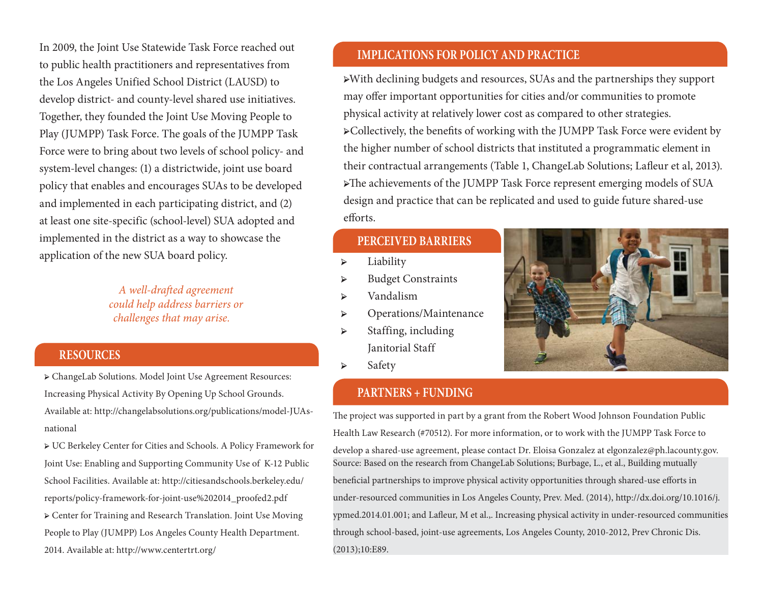In 2009, the Joint Use Statewide Task Force reached out to public health practitioners and representatives from the Los Angeles Unified School District (LAUSD) to develop district- and county-level shared use initiatives. Together, they founded the Joint Use Moving People to Play (JUMPP) Task Force. The goals of the JUMPP Task Force were to bring about two levels of school policy- and system-level changes: (1) a districtwide, joint use board policy that enables and encourages SUAs to be developed and implemented in each participating district, and (2) at least one site-specific (school-level) SUA adopted and implemented in the district as a way to showcase the application of the new SUA board policy.

*A well-drafted agreement could help address barriers or challenges that may arise.*

## RESOURCES

- ChangeLab Solutions. Model Joint Use Agreement Resources: Increasing Physical Activity By Opening Up School Grounds. Available at: http://changelabsolutions.org/publications/model-JUAs-national
- UC Berkeley Center for Cities and Schools. A Policy Framework for Joint Use: Enabling and Supporting Community Use of K-12 Public School Facilities. Available at: http://citiesandschools.berkeley.edu/reports/policy-framework-for-joint-use%202014_proofed2.pdf
- Center for Training and Research Translation. Joint Use Moving People to Play (JUMPP) Los Angeles County Health Department. 2014. Available at: http://www.centertrt.org/

## IMPLICATIONS FOR POLICY AND PRACTICE

- With declining budgets and resources, SUAs and the partnerships they support may offer important opportunities for cities and/or communities to promote physical activity at relatively lower cost as compared to other strategies.
- Collectively, the benefits of working with the JUMPP Task Force were evident by the higher number of school districts that instituted a programmatic element in their contractual arrangements (Table 1, ChangeLab Solutions; Lafleur et al, 2013).
- The achievements of the JUMPP Task Force represent emerging models of SUA design and practice that can be replicated and used to guide future shared-use efforts.

## PERCEIVED BARRIERS

- Liability
- Budget Constraints
- Vandalism
- Operations/Maintenance
- Staffing, including Janitorial Staff
- Safety

## PARTNERS + FUNDING

The project was supported in part by a grant from the Robert Wood Johnson Foundation Public Health Law Research (#70512). For more information, or to work with the JUMPP Task Force to develop a shared-use agreement, please contact Dr. Eloisa Gonzalez at elgonzalez@ph.lacounty.gov.

Source: Based on the research from ChangeLab Solutions; Burbage, L., et al., Building mutually beneficial partnerships to improve physical activity opportunities through shared-use efforts in under-resourced communities in Los Angeles County, Prev. Med. (2014), http://dx.doi.org/10.1016/j.ypmed.2014.01.001; and Lafleur, M et al.,. Increasing physical activity in under-resourced communities through school-based, joint-use agreements, Los Angeles County, 2010-2012, Prev Chronic Dis. (2013);10:E89.